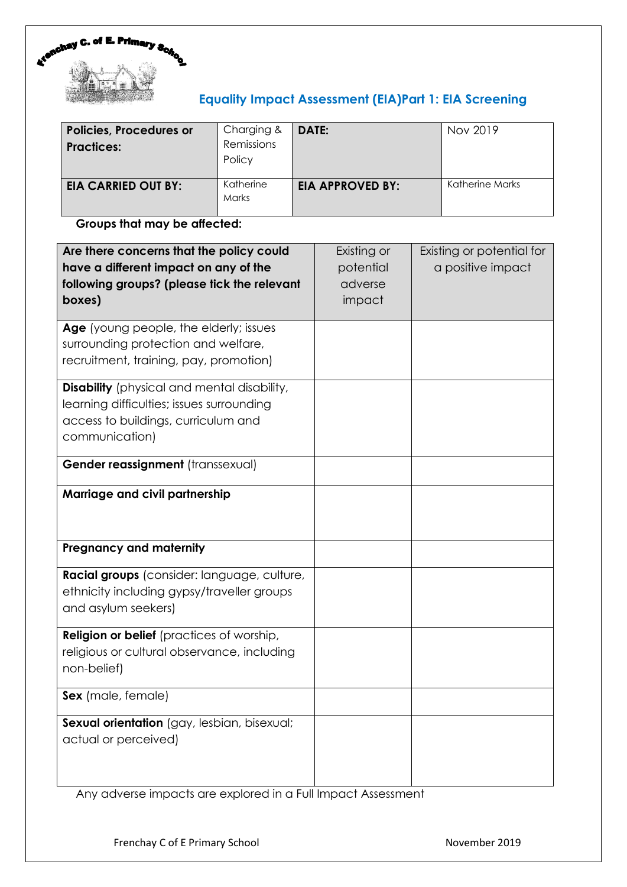Frenchay C. of E. Primary School

## Equality Impact Assessment (EIA)Part 1: EIA Screening

| **Policies, Procedures or Practices:** | Charging & Remissions Policy | **DATE:** | Nov 2019 |
|---|---|---|---|
| **EIA CARRIED OUT BY:** | Katherine Marks | **EIA APPROVED BY:** | Katherine Marks |

**Groups that may be affected:**

| **Are there concerns that the policy could have a different impact on any of the following groups? (please tick the relevant boxes)** | Existing or potential adverse impact | Existing or potential for a positive impact |
|---|---|---|
| **Age** (young people, the elderly; issues surrounding protection and welfare, recruitment, training, pay, promotion) | | |
| **Disability** (physical and mental disability, learning difficulties; issues surrounding access to buildings, curriculum and communication) | | |
| **Gender reassignment** (transsexual) | | |
| **Marriage and civil partnership** | | |
| **Pregnancy and maternity** | | |
| **Racial groups** (consider: language, culture, ethnicity including gypsy/traveller groups and asylum seekers) | | |
| **Religion or belief** (practices of worship, religious or cultural observance, including non-belief) | | |
| **Sex** (male, female) | | |
| **Sexual orientation** (gay, lesbian, bisexual; actual or perceived) | | |

Any adverse impacts are explored in a Full Impact Assessment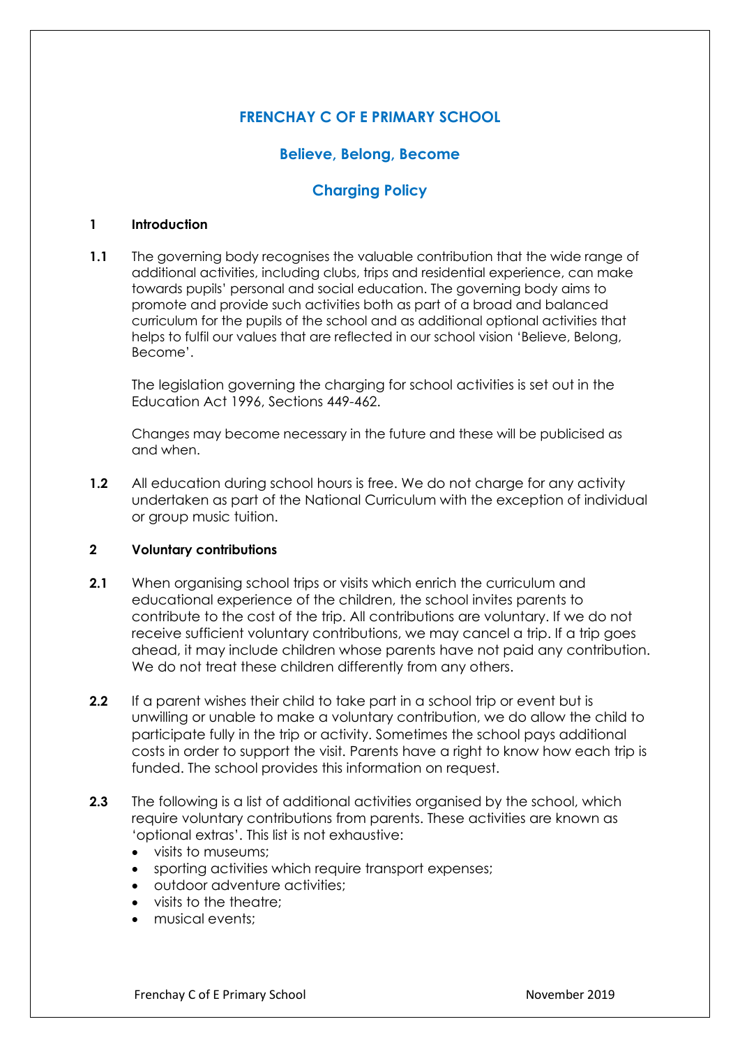# FRENCHAY C OF E PRIMARY SCHOOL

## Believe, Belong, Become

## Charging Policy

### 1 Introduction

**1.1** The governing body recognises the valuable contribution that the wide range of additional activities, including clubs, trips and residential experience, can make towards pupils' personal and social education. The governing body aims to promote and provide such activities both as part of a broad and balanced curriculum for the pupils of the school and as additional optional activities that helps to fulfil our values that are reflected in our school vision 'Believe, Belong, Become'.

The legislation governing the charging for school activities is set out in the Education Act 1996, Sections 449-462.

Changes may become necessary in the future and these will be publicised as and when.

**1.2** All education during school hours is free. We do not charge for any activity undertaken as part of the National Curriculum with the exception of individual or group music tuition.

### 2 Voluntary contributions

**2.1** When organising school trips or visits which enrich the curriculum and educational experience of the children, the school invites parents to contribute to the cost of the trip. All contributions are voluntary. If we do not receive sufficient voluntary contributions, we may cancel a trip. If a trip goes ahead, it may include children whose parents have not paid any contribution. We do not treat these children differently from any others.

**2.2** If a parent wishes their child to take part in a school trip or event but is unwilling or unable to make a voluntary contribution, we do allow the child to participate fully in the trip or activity. Sometimes the school pays additional costs in order to support the visit. Parents have a right to know how each trip is funded. The school provides this information on request.

**2.3** The following is a list of additional activities organised by the school, which require voluntary contributions from parents. These activities are known as 'optional extras'. This list is not exhaustive:

- visits to museums;
- sporting activities which require transport expenses;
- outdoor adventure activities;
- visits to the theatre;
- musical events;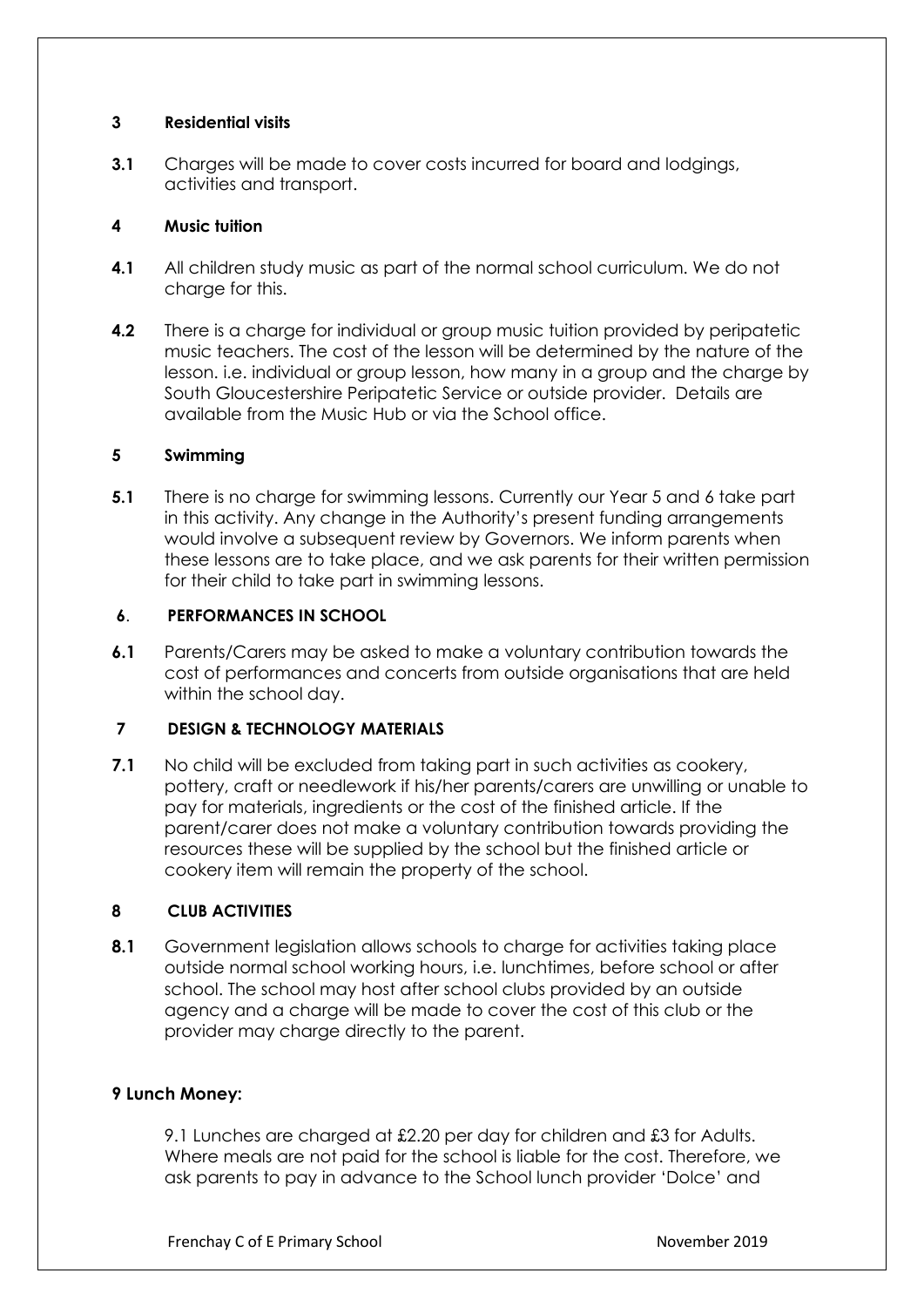## 3 Residential visits

**3.1** Charges will be made to cover costs incurred for board and lodgings, activities and transport.

## 4 Music tuition

**4.1** All children study music as part of the normal school curriculum. We do not charge for this.

**4.2** There is a charge for individual or group music tuition provided by peripatetic music teachers. The cost of the lesson will be determined by the nature of the lesson. i.e. individual or group lesson, how many in a group and the charge by South Gloucestershire Peripatetic Service or outside provider. Details are available from the Music Hub or via the School office.

## 5 Swimming

**5.1** There is no charge for swimming lessons. Currently our Year 5 and 6 take part in this activity. Any change in the Authority's present funding arrangements would involve a subsequent review by Governors. We inform parents when these lessons are to take place, and we ask parents for their written permission for their child to take part in swimming lessons.

## 6. PERFORMANCES IN SCHOOL

**6.1** Parents/Carers may be asked to make a voluntary contribution towards the cost of performances and concerts from outside organisations that are held within the school day.

## 7 DESIGN & TECHNOLOGY MATERIALS

**7.1** No child will be excluded from taking part in such activities as cookery, pottery, craft or needlework if his/her parents/carers are unwilling or unable to pay for materials, ingredients or the cost of the finished article. If the parent/carer does not make a voluntary contribution towards providing the resources these will be supplied by the school but the finished article or cookery item will remain the property of the school.

## 8 CLUB ACTIVITIES

**8.1** Government legislation allows schools to charge for activities taking place outside normal school working hours, i.e. lunchtimes, before school or after school. The school may host after school clubs provided by an outside agency and a charge will be made to cover the cost of this club or the provider may charge directly to the parent.

## 9 Lunch Money:

9.1 Lunches are charged at £2.20 per day for children and £3 for Adults. Where meals are not paid for the school is liable for the cost. Therefore, we ask parents to pay in advance to the School lunch provider 'Dolce' and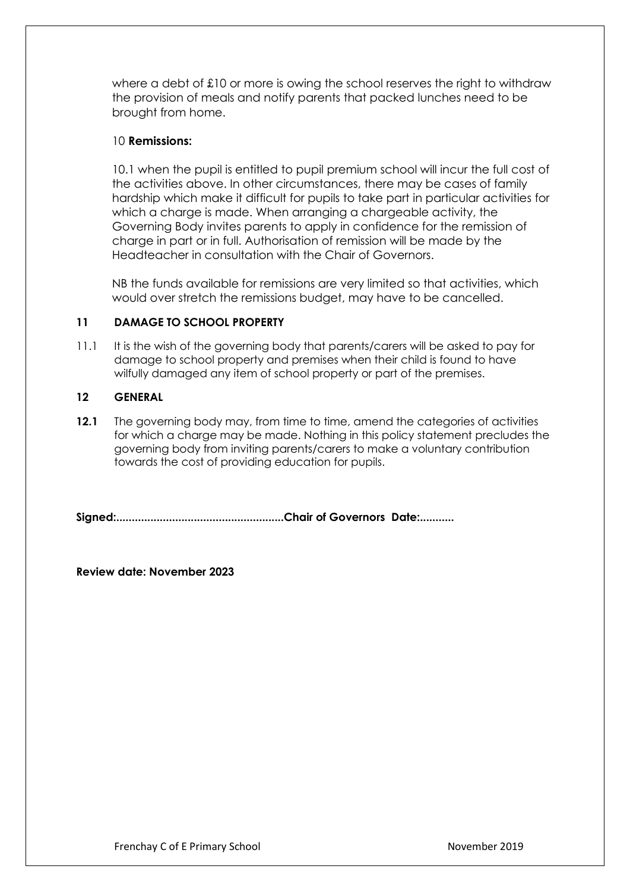where a debt of £10 or more is owing the school reserves the right to withdraw the provision of meals and notify parents that packed lunches need to be brought from home.

10 **Remissions:**

10.1 when the pupil is entitled to pupil premium school will incur the full cost of the activities above. In other circumstances, there may be cases of family hardship which make it difficult for pupils to take part in particular activities for which a charge is made. When arranging a chargeable activity, the Governing Body invites parents to apply in confidence for the remission of charge in part or in full. Authorisation of remission will be made by the Headteacher in consultation with the Chair of Governors.

NB the funds available for remissions are very limited so that activities, which would over stretch the remissions budget, may have to be cancelled.

**11 DAMAGE TO SCHOOL PROPERTY**

11.1 It is the wish of the governing body that parents/carers will be asked to pay for damage to school property and premises when their child is found to have wilfully damaged any item of school property or part of the premises.

**12 GENERAL**

**12.1** The governing body may, from time to time, amend the categories of activities for which a charge may be made. Nothing in this policy statement precludes the governing body from inviting parents/carers to make a voluntary contribution towards the cost of providing education for pupils.

**Signed:....................................................Chair of Governors Date:...........**

**Review date: November 2023**